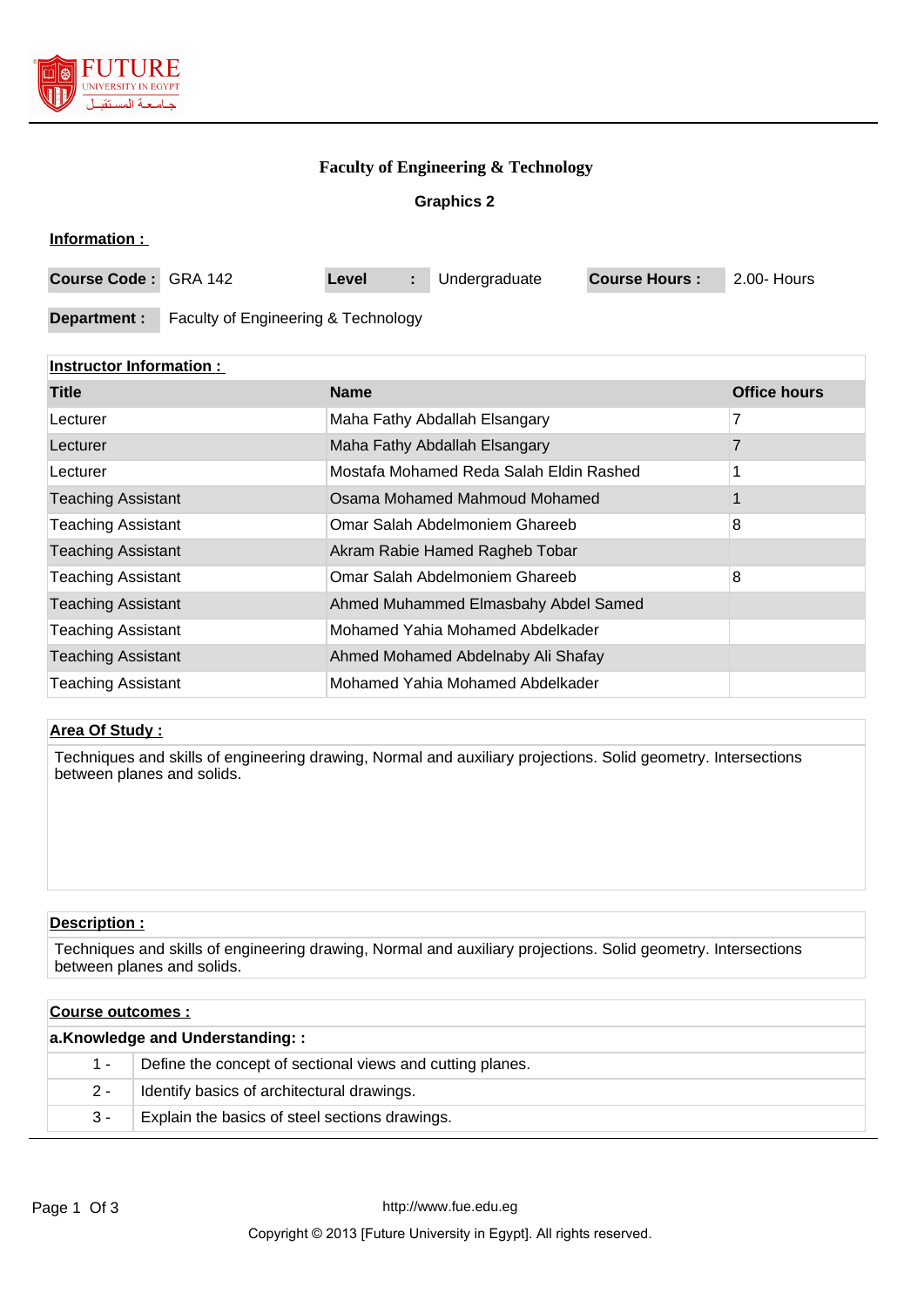# Faculty of Engineering & Technology

## Graphics 2

### Information :

| Course Code : | GRA 142 | Level : | Undergraduate | Course Hours : | 2.00- Hours |
|---|---|---|---|---|---|

**Department :** Faculty of Engineering & Technology

### Instructor Information :

| Title | Name | Office hours |
|---|---|---|
| Lecturer | Maha Fathy Abdallah Elsangary | 7 |
| Lecturer | Maha Fathy Abdallah Elsangary | 7 |
| Lecturer | Mostafa Mohamed Reda Salah Eldin Rashed | 1 |
| Teaching Assistant | Osama Mohamed Mahmoud Mohamed | 1 |
| Teaching Assistant | Omar Salah Abdelmoniem Ghareeb | 8 |
| Teaching Assistant | Akram Rabie Hamed Ragheb Tobar | |
| Teaching Assistant | Omar Salah Abdelmoniem Ghareeb | 8 |
| Teaching Assistant | Ahmed Muhammed Elmasbahy Abdel Samed | |
| Teaching Assistant | Mohamed Yahia Mohamed Abdelkader | |
| Teaching Assistant | Ahmed Mohamed Abdelnaby Ali Shafay | |
| Teaching Assistant | Mohamed Yahia Mohamed Abdelkader | |

### Area Of Study :

Techniques and skills of engineering drawing, Normal and auxiliary projections. Solid geometry. Intersections between planes and solids.

### Description :

Techniques and skills of engineering drawing, Normal and auxiliary projections. Solid geometry. Intersections between planes and solids.

### Course outcomes :

**a.Knowledge and Understanding: :**

| | |
|---|---|
| 1 - | Define the concept of sectional views and cutting planes. |
| 2 - | Identify basics of architectural drawings. |
| 3 - | Explain the basics of steel sections drawings. |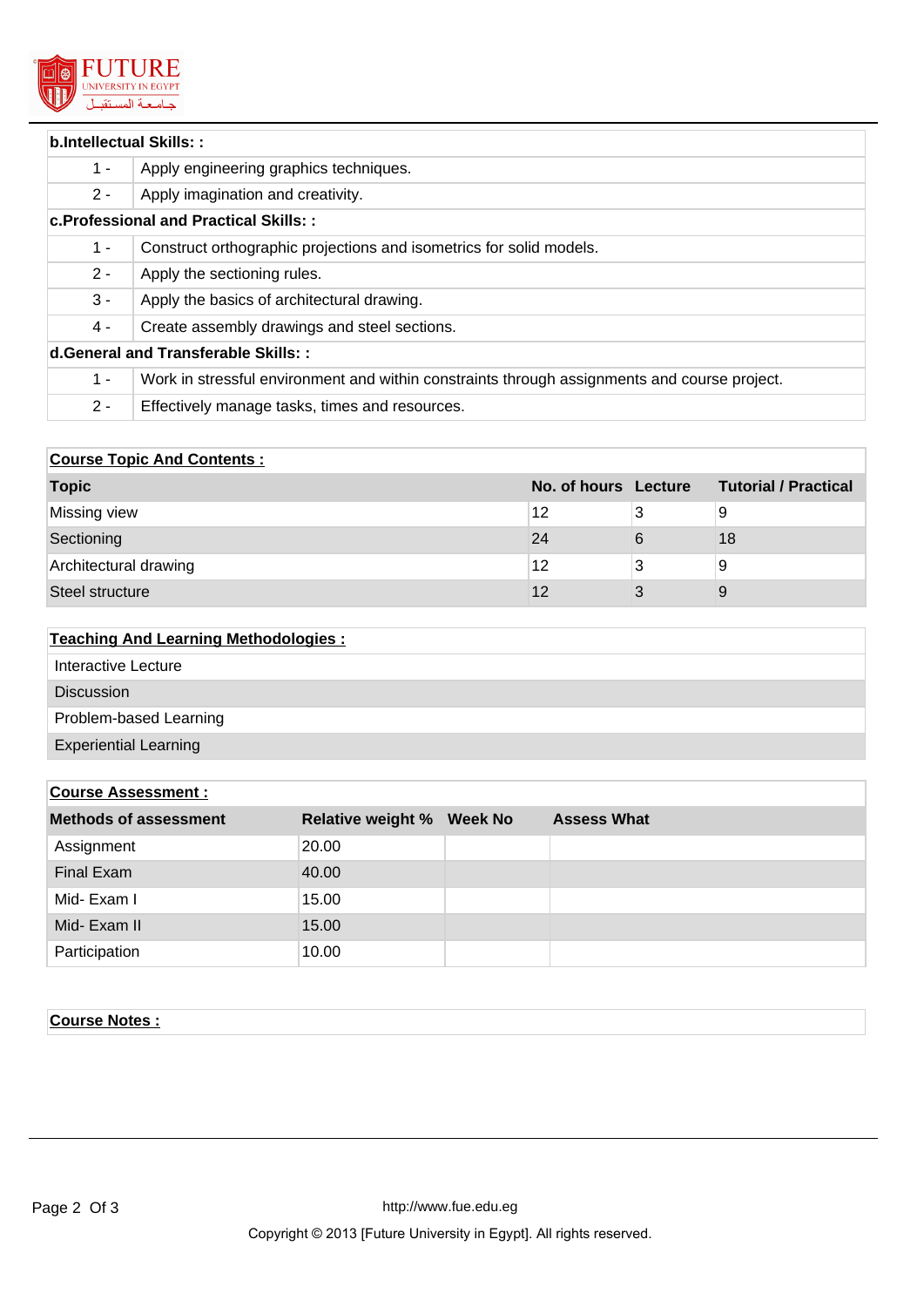| **b.Intellectual Skills: :** | |
|---|---|
| 1 - | Apply engineering graphics techniques. |
| 2 - | Apply imagination and creativity. |
| **c.Professional and Practical Skills: :** | |
| 1 - | Construct orthographic projections and isometrics for solid models. |
| 2 - | Apply the sectioning rules. |
| 3 - | Apply the basics of architectural drawing. |
| 4 - | Create assembly drawings and steel sections. |
| **d.General and Transferable Skills: :** | |
| 1 - | Work in stressful environment and within constraints through assignments and course project. |
| 2 - | Effectively manage tasks, times and resources. |

**Course Topic And Contents :**

| Topic | No. of hours | Lecture | Tutorial / Practical |
|---|---|---|---|
| Missing view | 12 | 3 | 9 |
| Sectioning | 24 | 6 | 18 |
| Architectural drawing | 12 | 3 | 9 |
| Steel structure | 12 | 3 | 9 |

**Teaching And Learning Methodologies :**

- Interactive Lecture
- Discussion
- Problem-based Learning
- Experiential Learning

**Course Assessment :**

| Methods of assessment | Relative weight % | Week No | Assess What |
|---|---|---|---|
| Assignment | 20.00 | | |
| Final Exam | 40.00 | | |
| Mid- Exam I | 15.00 | | |
| Mid- Exam II | 15.00 | | |
| Participation | 10.00 | | |

**Course Notes :**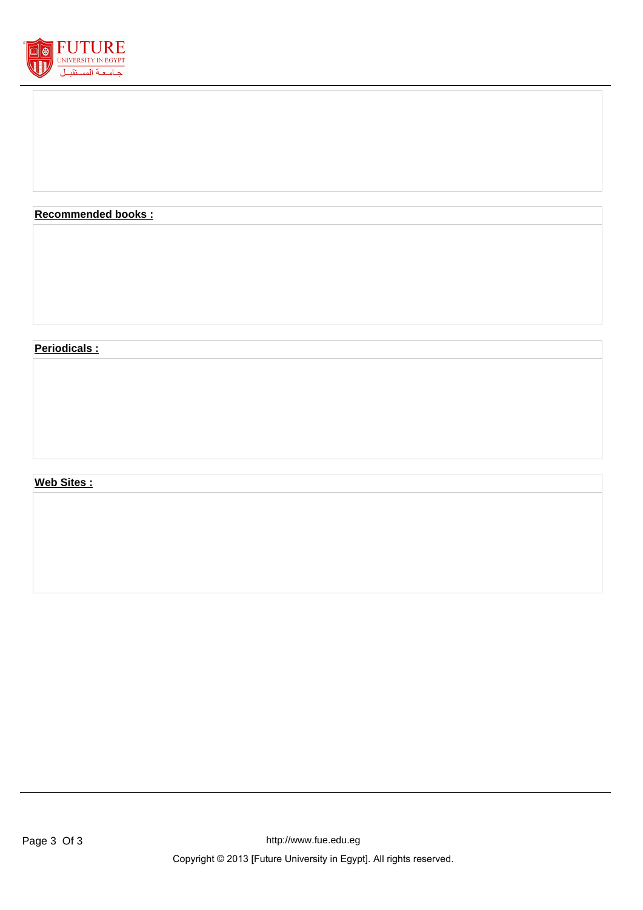**Recommended books :**

**Periodicals :**

**Web Sites :**